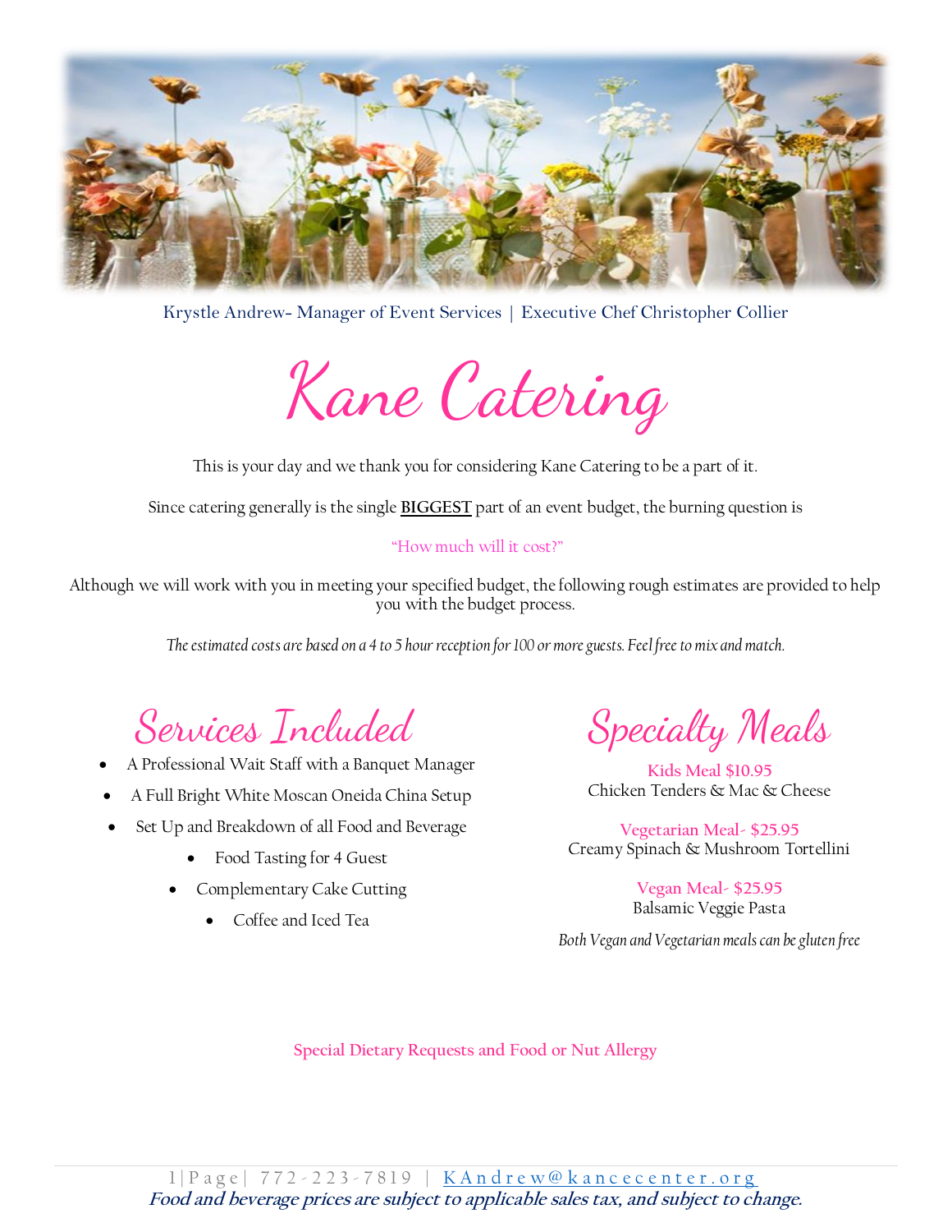Krystle Andrew- Manager of Event Services | Executive Chef Christopher Collier

# Kane Catering

This is your day and we thank you for considering Kane Catering to be a part of it.

Since catering generally is the single **BIGGEST** part of an event budget, the burning question is

"How much will it cost?"

Although we will work with you in meeting your specified budget, the following rough estimates are provided to help you with the budget process.

*The estimated costs are based on a 4 to 5 hour reception for 100 or more guests. Feel free to mix and match.*

## Services Included

- A Professional Wait Staff with a Banquet Manager
- A Full Bright White Moscan Oneida China Setup
- Set Up and Breakdown of all Food and Beverage
- Food Tasting for 4 Guest
- Complementary Cake Cutting
- Coffee and Iced Tea

## Specialty Meals

**Kids Meal $10.95**
Chicken Tenders & Mac & Cheese

**Vegetarian Meal- $25.95**
Creamy Spinach & Mushroom Tortellini

**Vegan Meal- $25.95**
Balsamic Veggie Pasta

*Both Vegan and Vegetarian meals can be gluten free*

Special Dietary Requests and Food or Nut Allergy

772-223-7819 | KAndrew@kancecenter.org

***Food and beverage prices are subject to applicable sales tax, and subject to change.***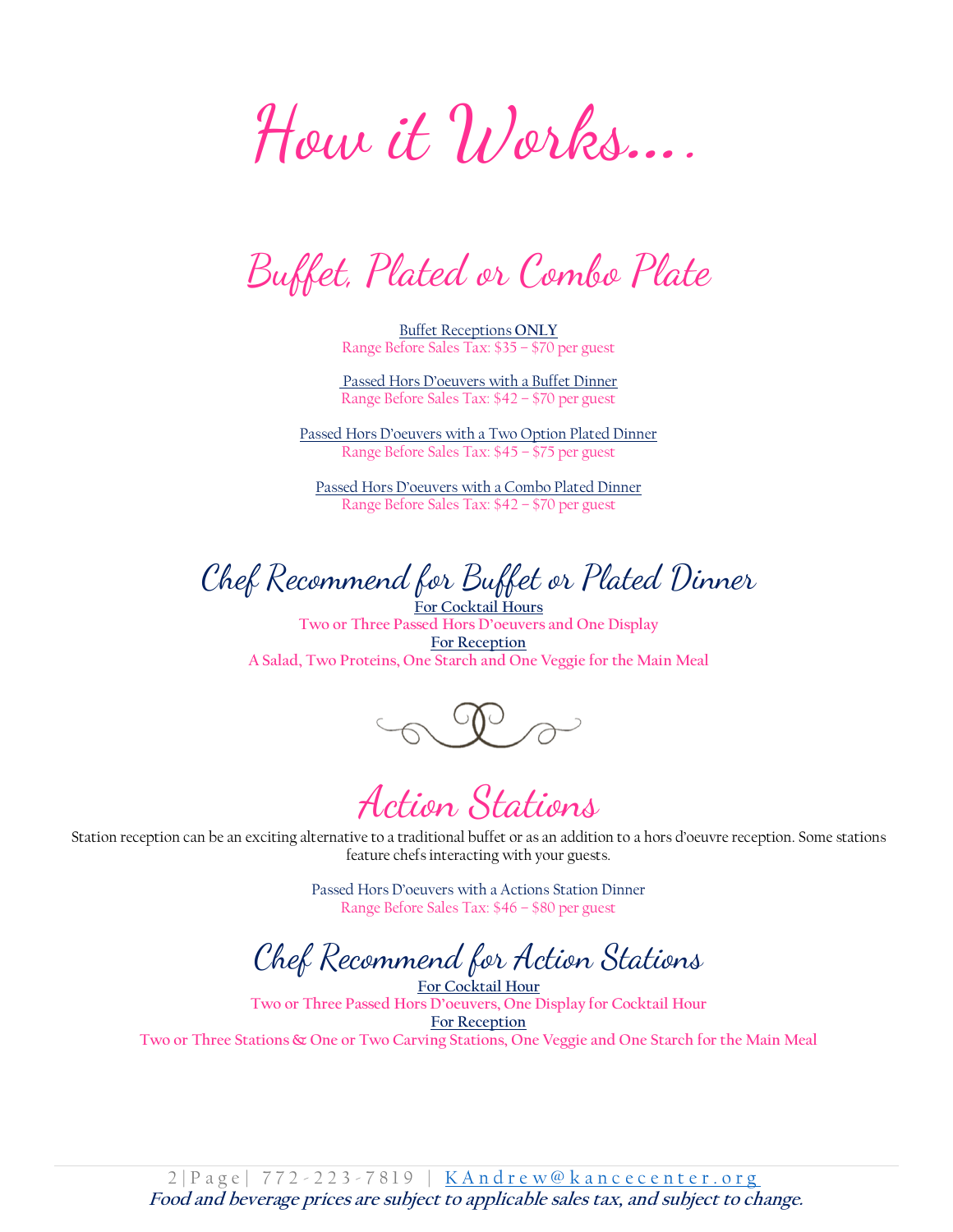# How it Works….

## Buffet, Plated or Combo Plate

Buffet Receptions **ONLY**
Range Before Sales Tax: $35 – $70 per guest

Passed Hors D'oeuvers with a Buffet Dinner
Range Before Sales Tax: $42 – $70 per guest

Passed Hors D'oeuvers with a Two Option Plated Dinner
Range Before Sales Tax: $45 – $75 per guest

Passed Hors D'oeuvers with a Combo Plated Dinner
Range Before Sales Tax: $42 – $70 per guest

## Chef Recommend for Buffet or Plated Dinner

**For Cocktail Hours**
**Two or Three Passed Hors D'oeuvers and One Display**
**For Reception**
**A Salad, Two Proteins, One Starch and One Veggie for the Main Meal**

## Action Stations

Station reception can be an exciting alternative to a traditional buffet or as an addition to a hors d'oeuvre reception. Some stations feature chefs interacting with your guests.

Passed Hors D'oeuvers with a Actions Station Dinner
Range Before Sales Tax: $46 – $80 per guest

## Chef Recommend for Action Stations

**For Cocktail Hour**
**Two or Three Passed Hors D'oeuvers, One Display for Cocktail Hour**
**For Reception**
**Two or Three Stations & One or Two Carving Stations, One Veggie and One Starch for the Main Meal**

772-223-7819 | KAndrew@kancecenter.org
***Food and beverage prices are subject to applicable sales tax, and subject to change.***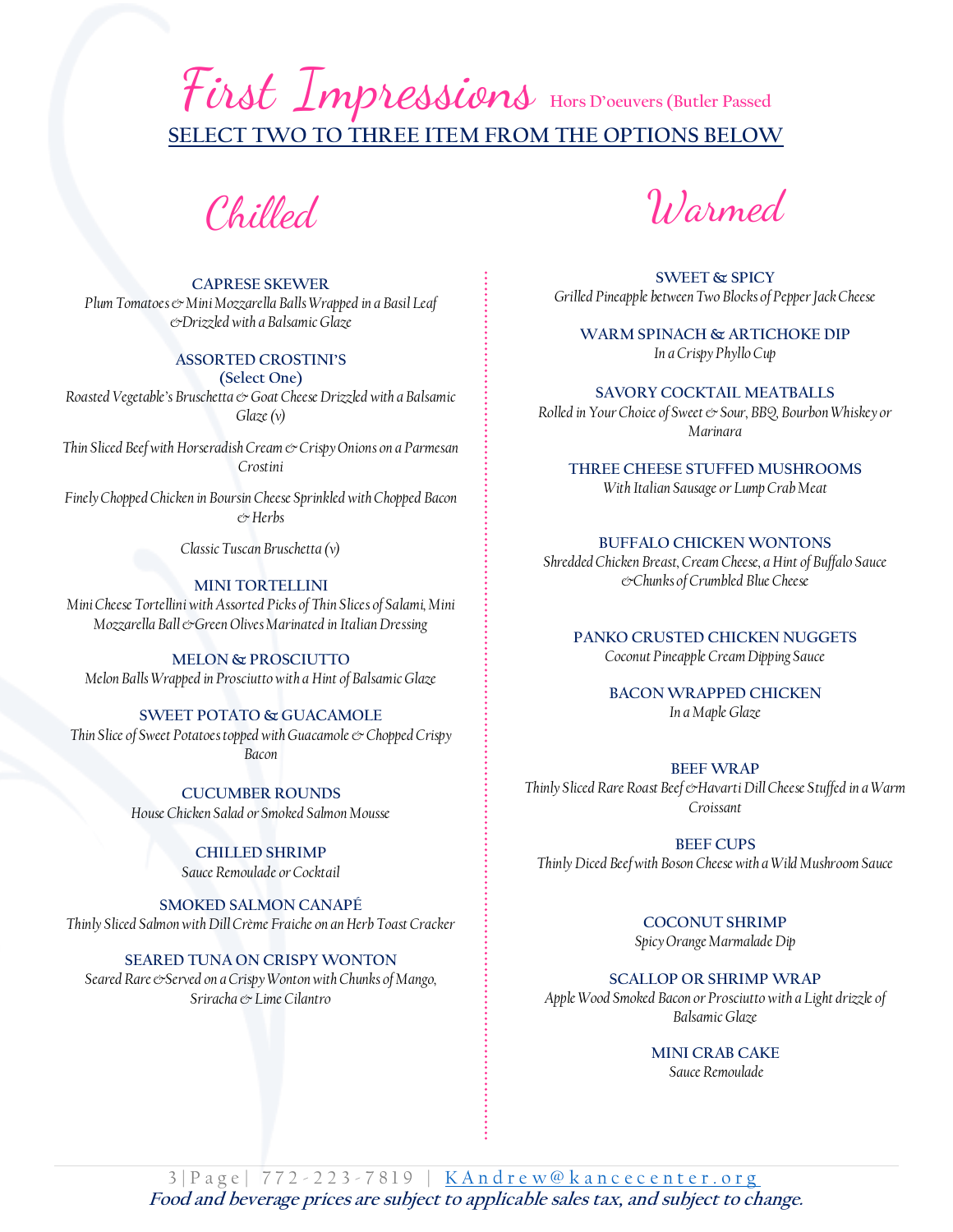# First Impressions Hors D'oeuvers (Butler Passed

**SELECT TWO TO THREE ITEM FROM THE OPTIONS BELOW**

## Chilled

**CAPRESE SKEWER**
*Plum Tomatoes & Mini Mozzarella Balls Wrapped in a Basil Leaf &Drizzled with a Balsamic Glaze*

**ASSORTED CROSTINI'S**
**(Select One)**
*Roasted Vegetable's Bruschetta & Goat Cheese Drizzled with a Balsamic Glaze (v)*

*Thin Sliced Beef with Horseradish Cream & Crispy Onions on a Parmesan Crostini*

*Finely Chopped Chicken in Boursin Cheese Sprinkled with Chopped Bacon & Herbs*

*Classic Tuscan Bruschetta (v)*

**MINI TORTELLINI**
*Mini Cheese Tortellini with Assorted Picks of Thin Slices of Salami, Mini Mozzarella Ball &Green Olives Marinated in Italian Dressing*

**MELON & PROSCIUTTO**
*Melon Balls Wrapped in Prosciutto with a Hint of Balsamic Glaze*

**SWEET POTATO & GUACAMOLE**
*Thin Slice of Sweet Potatoes topped with Guacamole & Chopped Crispy Bacon*

**CUCUMBER ROUNDS**
*House Chicken Salad or Smoked Salmon Mousse*

**CHILLED SHRIMP**
*Sauce Remoulade or Cocktail*

**SMOKED SALMON CANAPÉ**
*Thinly Sliced Salmon with Dill Crème Fraiche on an Herb Toast Cracker*

**SEARED TUNA ON CRISPY WONTON**
*Seared Rare &Served on a Crispy Wonton with Chunks of Mango, Sriracha & Lime Cilantro*

## Warmed

**SWEET & SPICY**
*Grilled Pineapple between Two Blocks of Pepper Jack Cheese*

**WARM SPINACH & ARTICHOKE DIP**
*In a Crispy Phyllo Cup*

**SAVORY COCKTAIL MEATBALLS**
*Rolled in Your Choice of Sweet & Sour, BBQ, Bourbon Whiskey or Marinara*

**THREE CHEESE STUFFED MUSHROOMS**
*With Italian Sausage or Lump Crab Meat*

**BUFFALO CHICKEN WONTONS**
*Shredded Chicken Breast, Cream Cheese, a Hint of Buffalo Sauce &Chunks of Crumbled Blue Cheese*

**PANKO CRUSTED CHICKEN NUGGETS**
*Coconut Pineapple Cream Dipping Sauce*

**BACON WRAPPED CHICKEN**
*In a Maple Glaze*

**BEEF WRAP**
*Thinly Sliced Rare Roast Beef &Havarti Dill Cheese Stuffed in a Warm Croissant*

**BEEF CUPS**
*Thinly Diced Beef with Boson Cheese with a Wild Mushroom Sauce*

**COCONUT SHRIMP**
*Spicy Orange Marmalade Dip*

**SCALLOP OR SHRIMP WRAP**
*Apple Wood Smoked Bacon or Prosciutto with a Light drizzle of Balsamic Glaze*

**MINI CRAB CAKE**
*Sauce Remoulade*

772-223-7819 | KAndrew@kancecenter.org
***Food and beverage prices are subject to applicable sales tax, and subject to change.***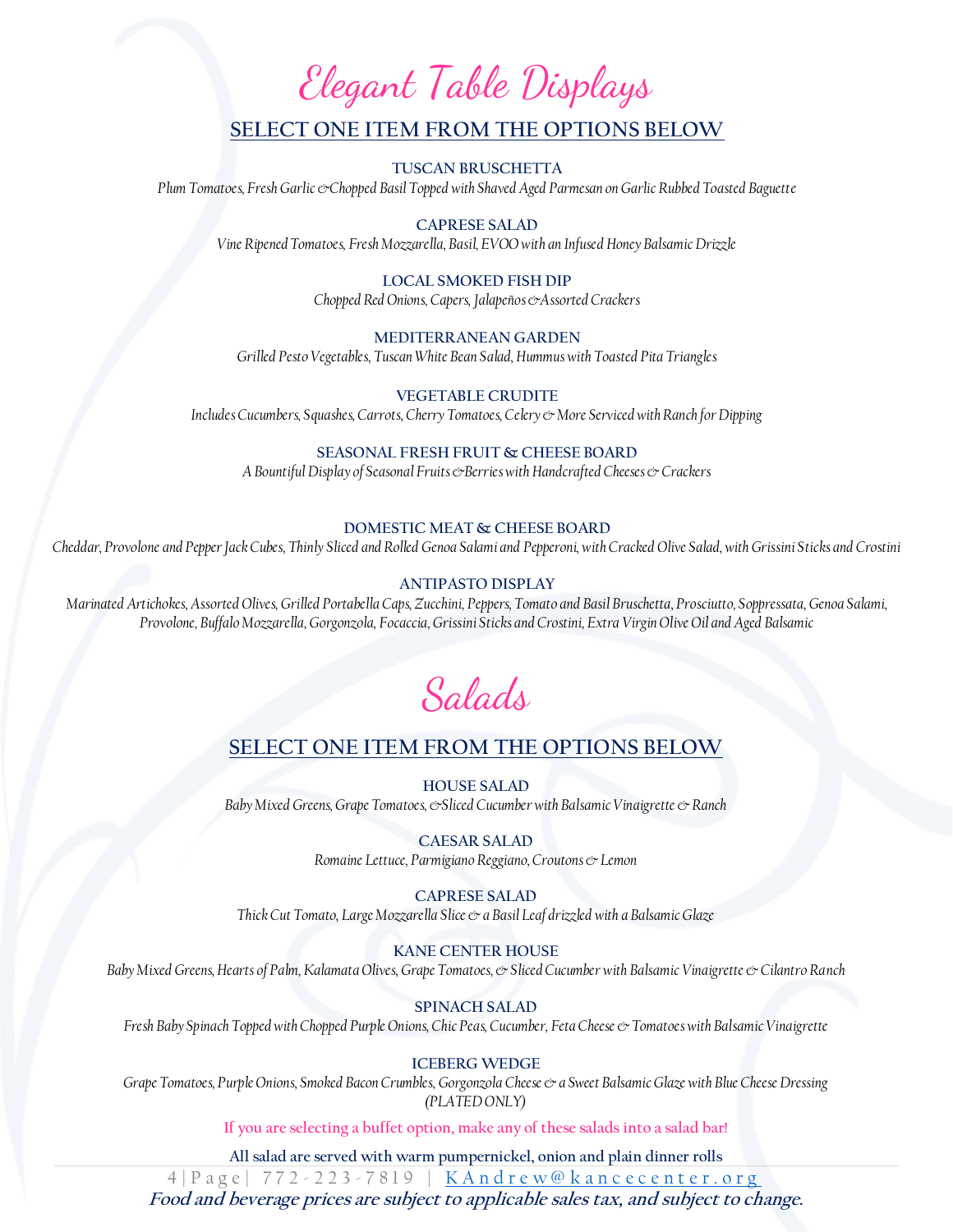# Elegant Table Displays

## SELECT ONE ITEM FROM THE OPTIONS BELOW

**TUSCAN BRUSCHETTA**
*Plum Tomatoes, Fresh Garlic &Chopped Basil Topped with Shaved Aged Parmesan on Garlic Rubbed Toasted Baguette*

**CAPRESE SALAD**
*Vine Ripened Tomatoes, Fresh Mozzarella, Basil, EVOO with an Infused Honey Balsamic Drizzle*

**LOCAL SMOKED FISH DIP**
*Chopped Red Onions, Capers, Jalapeños &Assorted Crackers*

**MEDITERRANEAN GARDEN**
*Grilled Pesto Vegetables, Tuscan White Bean Salad, Hummus with Toasted Pita Triangles*

**VEGETABLE CRUDITE**
*Includes Cucumbers, Squashes, Carrots, Cherry Tomatoes, Celery & More Serviced with Ranch for Dipping*

**SEASONAL FRESH FRUIT & CHEESE BOARD**
*A Bountiful Display of Seasonal Fruits &Berries with Handcrafted Cheeses & Crackers*

**DOMESTIC MEAT & CHEESE BOARD**
*Cheddar, Provolone and Pepper Jack Cubes, Thinly Sliced and Rolled Genoa Salami and Pepperoni, with Cracked Olive Salad, with Grissini Sticks and Crostini*

**ANTIPASTO DISPLAY**
*Marinated Artichokes, Assorted Olives, Grilled Portabella Caps, Zucchini, Peppers, Tomato and Basil Bruschetta, Prosciutto, Soppressata, Genoa Salami, Provolone, Buffalo Mozzarella, Gorgonzola, Focaccia, Grissini Sticks and Crostini, Extra Virgin Olive Oil and Aged Balsamic*

# Salads

## SELECT ONE ITEM FROM THE OPTIONS BELOW

**HOUSE SALAD**
*Baby Mixed Greens, Grape Tomatoes, &Sliced Cucumber with Balsamic Vinaigrette & Ranch*

**CAESAR SALAD**
*Romaine Lettuce, Parmigiano Reggiano, Croutons & Lemon*

**CAPRESE SALAD**
*Thick Cut Tomato, Large Mozzarella Slice & a Basil Leaf drizzled with a Balsamic Glaze*

**KANE CENTER HOUSE**
*Baby Mixed Greens, Hearts of Palm, Kalamata Olives, Grape Tomatoes, & Sliced Cucumber with Balsamic Vinaigrette & Cilantro Ranch*

**SPINACH SALAD**
*Fresh Baby Spinach Topped with Chopped Purple Onions, Chic Peas, Cucumber, Feta Cheese & Tomatoes with Balsamic Vinaigrette*

**ICEBERG WEDGE**
*Grape Tomatoes, Purple Onions, Smoked Bacon Crumbles, Gorgonzola Cheese & a Sweet Balsamic Glaze with Blue Cheese Dressing (PLATED ONLY)*

If you are selecting a buffet option, make any of these salads into a salad bar!

**All salad are served with warm pumpernickel, onion and plain dinner rolls**

772-223-7819 | KAndrew@kancecenter.org

***Food and beverage prices are subject to applicable sales tax, and subject to change.***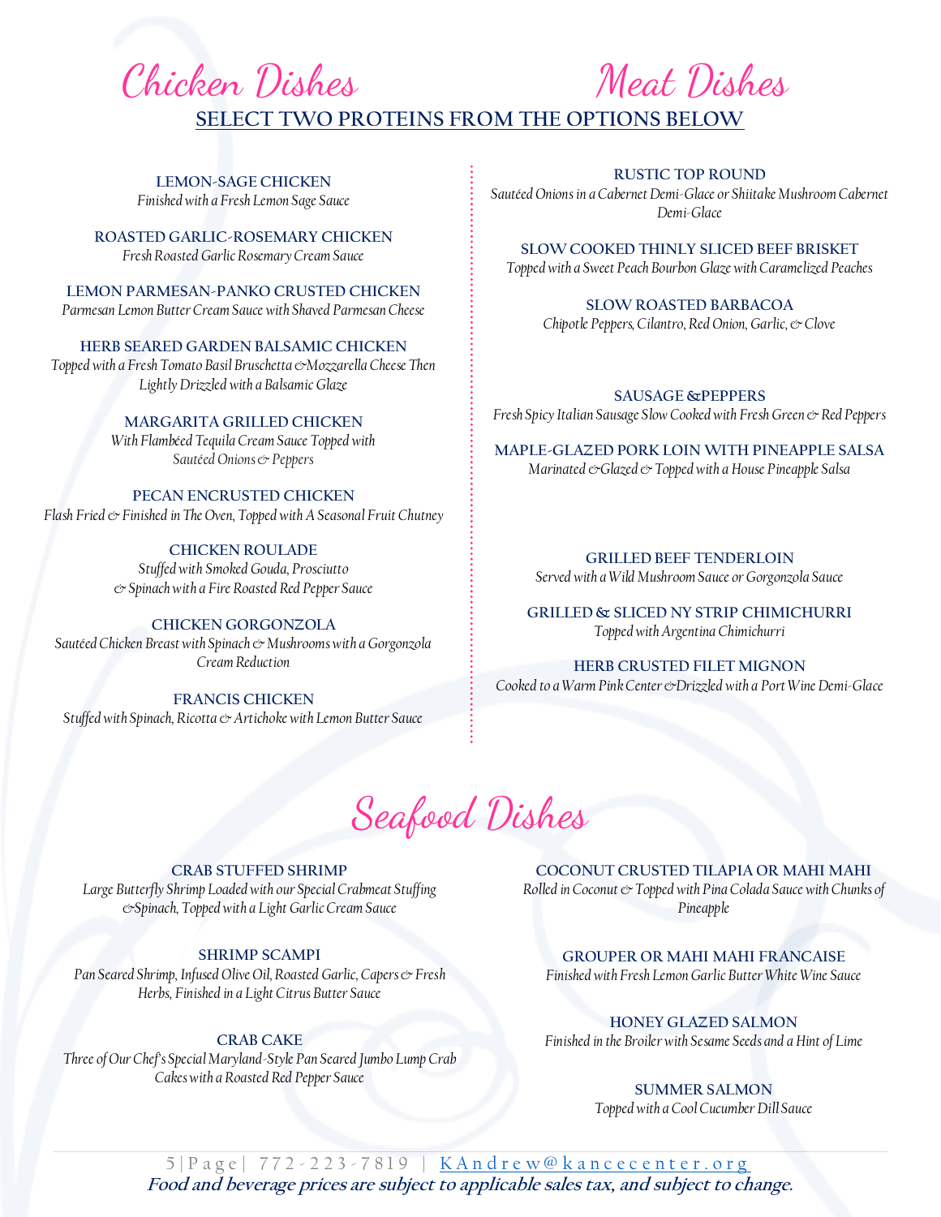# Chicken Dishes

# Meat Dishes

**SELECT TWO PROTEINS FROM THE OPTIONS BELOW**

## Chicken Dishes

**LEMON-SAGE CHICKEN**
*Finished with a Fresh Lemon Sage Sauce*

**ROASTED GARLIC-ROSEMARY CHICKEN**
*Fresh Roasted Garlic Rosemary Cream Sauce*

**LEMON PARMESAN-PANKO CRUSTED CHICKEN**
*Parmesan Lemon Butter Cream Sauce with Shaved Parmesan Cheese*

**HERB SEARED GARDEN BALSAMIC CHICKEN**
*Topped with a Fresh Tomato Basil Bruschetta & Mozzarella Cheese Then Lightly Drizzled with a Balsamic Glaze*

**MARGARITA GRILLED CHICKEN**
*With Flambéed Tequila Cream Sauce Topped with Sautéed Onions & Peppers*

**PECAN ENCRUSTED CHICKEN**
*Flash Fried & Finished in The Oven, Topped with A Seasonal Fruit Chutney*

**CHICKEN ROULADE**
*Stuffed with Smoked Gouda, Prosciutto & Spinach with a Fire Roasted Red Pepper Sauce*

**CHICKEN GORGONZOLA**
*Sautéed Chicken Breast with Spinach & Mushrooms with a Gorgonzola Cream Reduction*

**FRANCIS CHICKEN**
*Stuffed with Spinach, Ricotta & Artichoke with Lemon Butter Sauce*

## Meat Dishes

**RUSTIC TOP ROUND**
*Sautéed Onions in a Cabernet Demi-Glace or Shiitake Mushroom Cabernet Demi-Glace*

**SLOW COOKED THINLY SLICED BEEF BRISKET**
*Topped with a Sweet Peach Bourbon Glaze with Caramelized Peaches*

**SLOW ROASTED BARBACOA**
*Chipotle Peppers, Cilantro, Red Onion, Garlic, & Clove*

**SAUSAGE & PEPPERS**
*Fresh Spicy Italian Sausage Slow Cooked with Fresh Green & Red Peppers*

**MAPLE-GLAZED PORK LOIN WITH PINEAPPLE SALSA**
*Marinated & Glazed & Topped with a House Pineapple Salsa*

**GRILLED BEEF TENDERLOIN**
*Served with a Wild Mushroom Sauce or Gorgonzola Sauce*

**GRILLED & SLICED NY STRIP CHIMICHURRI**
*Topped with Argentina Chimichurri*

**HERB CRUSTED FILET MIGNON**
*Cooked to a Warm Pink Center & Drizzled with a Port Wine Demi-Glace*

# Seafood Dishes

**CRAB STUFFED SHRIMP**
*Large Butterfly Shrimp Loaded with our Special Crabmeat Stuffing & Spinach, Topped with a Light Garlic Cream Sauce*

**SHRIMP SCAMPI**
*Pan Seared Shrimp, Infused Olive Oil, Roasted Garlic, Capers & Fresh Herbs, Finished in a Light Citrus Butter Sauce*

**CRAB CAKE**
*Three of Our Chef's Special Maryland-Style Pan Seared Jumbo Lump Crab Cakes with a Roasted Red Pepper Sauce*

**COCONUT CRUSTED TILAPIA OR MAHI MAHI**
*Rolled in Coconut & Topped with Pina Colada Sauce with Chunks of Pineapple*

**GROUPER OR MAHI MAHI FRANCAISE**
*Finished with Fresh Lemon Garlic Butter White Wine Sauce*

**HONEY GLAZED SALMON**
*Finished in the Broiler with Sesame Seeds and a Hint of Lime*

**SUMMER SALMON**
*Topped with a Cool Cucumber Dill Sauce*

772-223-7819 | KAndrew@kancecenter.org

***Food and beverage prices are subject to applicable sales tax, and subject to change.***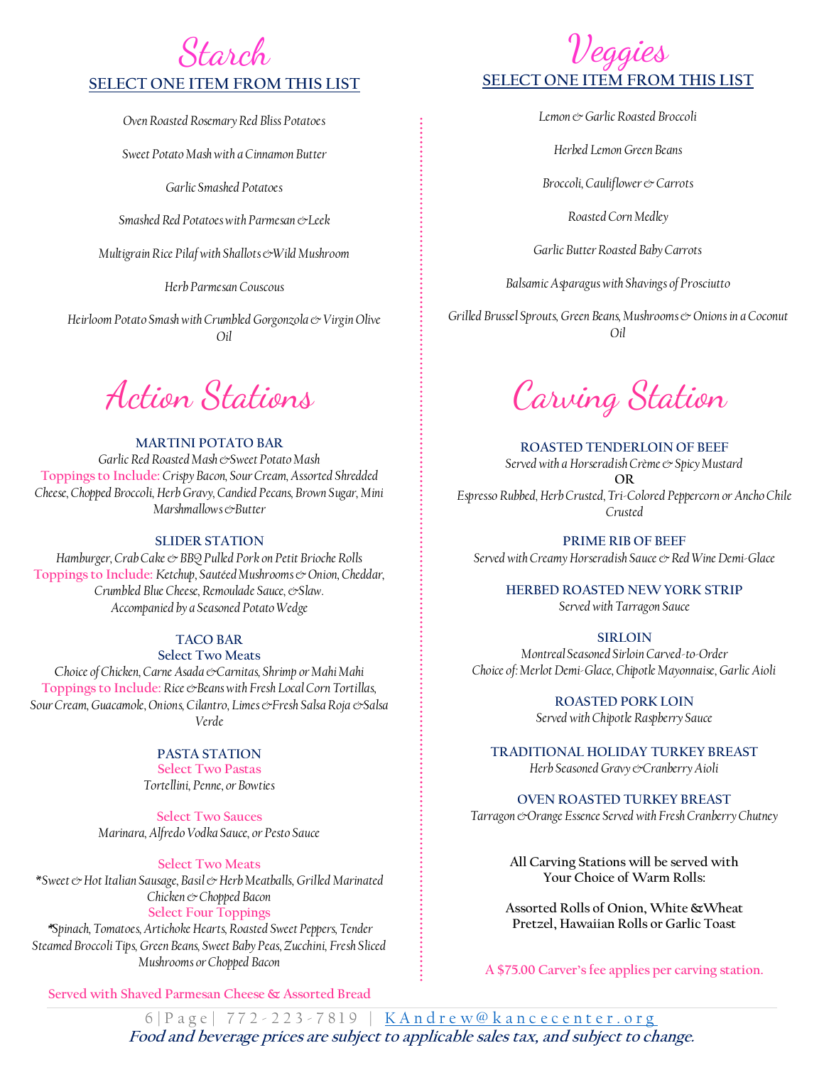## Starch

**SELECT ONE ITEM FROM THIS LIST**

*Oven Roasted Rosemary Red Bliss Potatoes*

*Sweet Potato Mash with a Cinnamon Butter*

*Garlic Smashed Potatoes*

*Smashed Red Potatoes with Parmesan & Leek*

*Multigrain Rice Pilaf with Shallots & Wild Mushroom*

*Herb Parmesan Couscous*

*Heirloom Potato Smash with Crumbled Gorgonzola & Virgin Olive Oil*

## Veggies

**SELECT ONE ITEM FROM THIS LIST**

*Lemon & Garlic Roasted Broccoli*

*Herbed Lemon Green Beans*

*Broccoli, Cauliflower & Carrots*

*Roasted Corn Medley*

*Garlic Butter Roasted Baby Carrots*

*Balsamic Asparagus with Shavings of Prosciutto*

*Grilled Brussel Sprouts, Green Beans, Mushrooms & Onions in a Coconut Oil*

## Action Stations

### MARTINI POTATO BAR

*Garlic Red Roasted Mash & Sweet Potato Mash*

**Toppings to Include:** *Crispy Bacon, Sour Cream, Assorted Shredded Cheese, Chopped Broccoli, Herb Gravy, Candied Pecans, Brown Sugar, Mini Marshmallows & Butter*

### SLIDER STATION

*Hamburger, Crab Cake & BBQ Pulled Pork on Petit Brioche Rolls*

**Toppings to Include:** *Ketchup, Sautéed Mushrooms & Onion, Cheddar, Crumbled Blue Cheese, Remoulade Sauce, & Slaw.*

*Accompanied by a Seasoned Potato Wedge*

### TACO BAR

**Select Two Meats**

*Choice of Chicken, Carne Asada & Carnitas, Shrimp or Mahi Mahi*

**Toppings to Include:** *Rice & Beans with Fresh Local Corn Tortillas, Sour Cream, Guacamole, Onions, Cilantro, Limes & Fresh Salsa Roja & Salsa Verde*

### PASTA STATION

**Select Two Pastas**

*Tortellini, Penne, or Bowties*

**Select Two Sauces**

*Marinara, Alfredo Vodka Sauce, or Pesto Sauce*

**Select Two Meats**

*\*Sweet & Hot Italian Sausage, Basil & Herb Meatballs, Grilled Marinated Chicken & Chopped Bacon*

**Select Four Toppings**

*\*Spinach, Tomatoes, Artichoke Hearts, Roasted Sweet Peppers, Tender Steamed Broccoli Tips, Green Beans, Sweet Baby Peas, Zucchini, Fresh Sliced Mushrooms or Chopped Bacon*

**Served with Shaved Parmesan Cheese & Assorted Bread**

## Carving Station

### ROASTED TENDERLOIN OF BEEF

*Served with a Horseradish Crème & Spicy Mustard*

**OR**

*Espresso Rubbed, Herb Crusted, Tri-Colored Peppercorn or Ancho Chile Crusted*

### PRIME RIB OF BEEF

*Served with Creamy Horseradish Sauce & Red Wine Demi-Glace*

### HERBED ROASTED NEW YORK STRIP

*Served with Tarragon Sauce*

### SIRLOIN

*Montreal Seasoned Sirloin Carved-to-Order*

*Choice of: Merlot Demi-Glace, Chipotle Mayonnaise, Garlic Aioli*

### ROASTED PORK LOIN

*Served with Chipotle Raspberry Sauce*

### TRADITIONAL HOLIDAY TURKEY BREAST

*Herb Seasoned Gravy & Cranberry Aioli*

### OVEN ROASTED TURKEY BREAST

*Tarragon & Orange Essence Served with Fresh Cranberry Chutney*

All Carving Stations will be served with Your Choice of Warm Rolls:

Assorted Rolls of Onion, White & Wheat Pretzel, Hawaiian Rolls or Garlic Toast

A $75.00 Carver's fee applies per carving station.

772-223-7819 | KAndrew@kancecenter.org

***Food and beverage prices are subject to applicable sales tax, and subject to change.***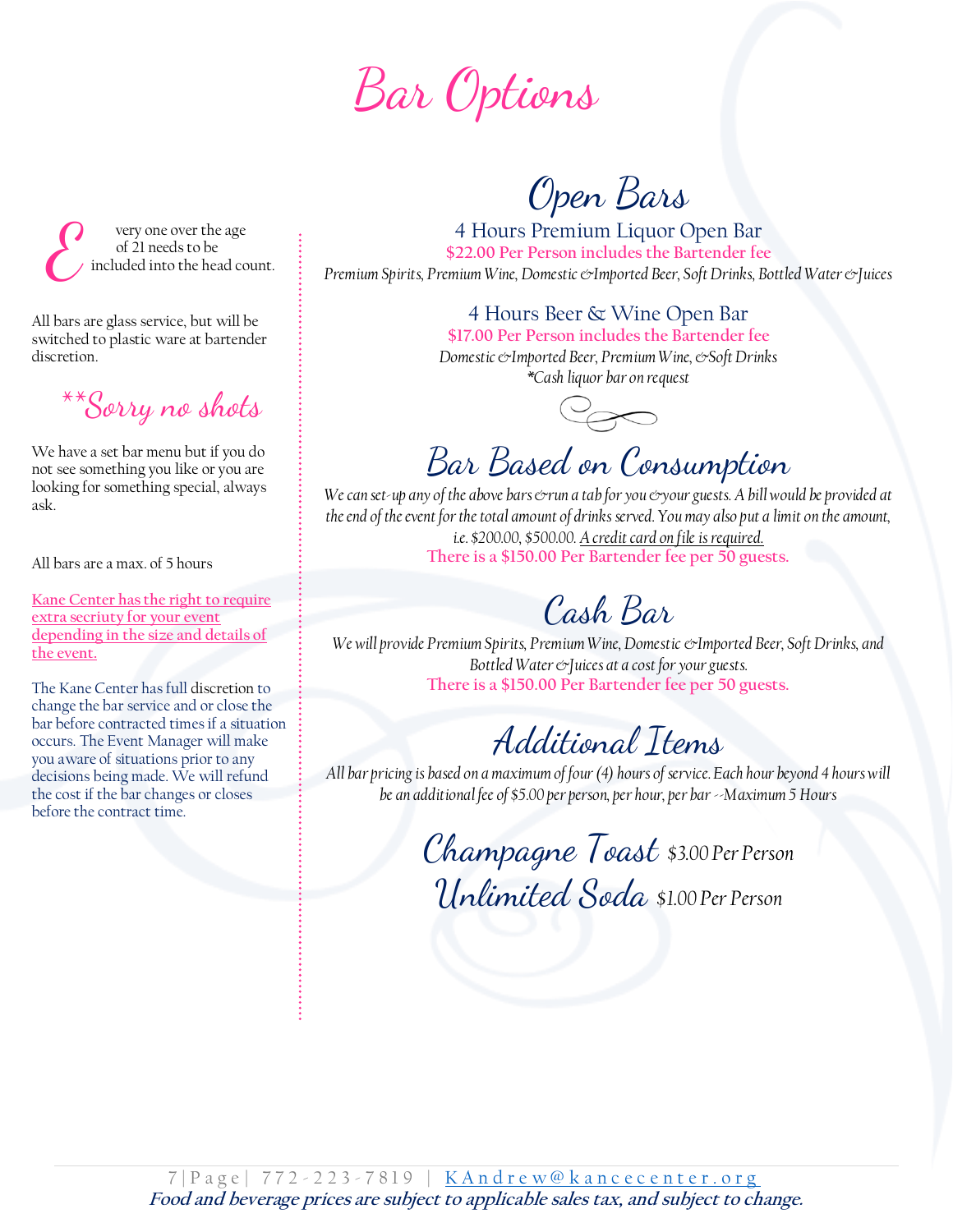# Bar Options

Every one over the age of 21 needs to be included into the head count.

All bars are glass service, but will be switched to plastic ware at bartender discretion.

**\*\*Sorry no shots**

We have a set bar menu but if you do not see something you like or you are looking for something special, always ask.

All bars are a max. of 5 hours

Kane Center has the right to require extra secriuty for your event depending in the size and details of the event.

The Kane Center has full discretion to change the bar service and or close the bar before contracted times if a situation occurs. The Event Manager will make you aware of situations prior to any decisions being made. We will refund the cost if the bar changes or closes before the contract time.

## Open Bars

### 4 Hours Premium Liquor Open Bar

**$22.00 Per Person includes the Bartender fee**

*Premium Spirits, Premium Wine, Domestic & Imported Beer, Soft Drinks, Bottled Water & Juices*

### 4 Hours Beer & Wine Open Bar

**$17.00 Per Person includes the Bartender fee**

*Domestic & Imported Beer, Premium Wine, & Soft Drinks*

*\*Cash liquor bar on request*

## Bar Based on Consumption

*We can set-up any of the above bars & run a tab for you & your guests. A bill would be provided at the end of the event for the total amount of drinks served. You may also put a limit on the amount, i.e. $200.00, $500.00. A credit card on file is required.*

**There is a $150.00 Per Bartender fee per 50 guests.**

## Cash Bar

*We will provide Premium Spirits, Premium Wine, Domestic & Imported Beer, Soft Drinks, and Bottled Water & Juices at a cost for your guests.*

**There is a $150.00 Per Bartender fee per 50 guests.**

## Additional Items

*All bar pricing is based on a maximum of four (4) hours of service. Each hour beyond 4 hours will be an additional fee of $5.00 per person, per hour, per bar --Maximum 5 Hours*

**Champagne Toast** $3.00 Per Person

**Unlimited Soda** $1.00 Per Person

772-223-7819 | KAndrew@kancecenter.org

***Food and beverage prices are subject to applicable sales tax, and subject to change.***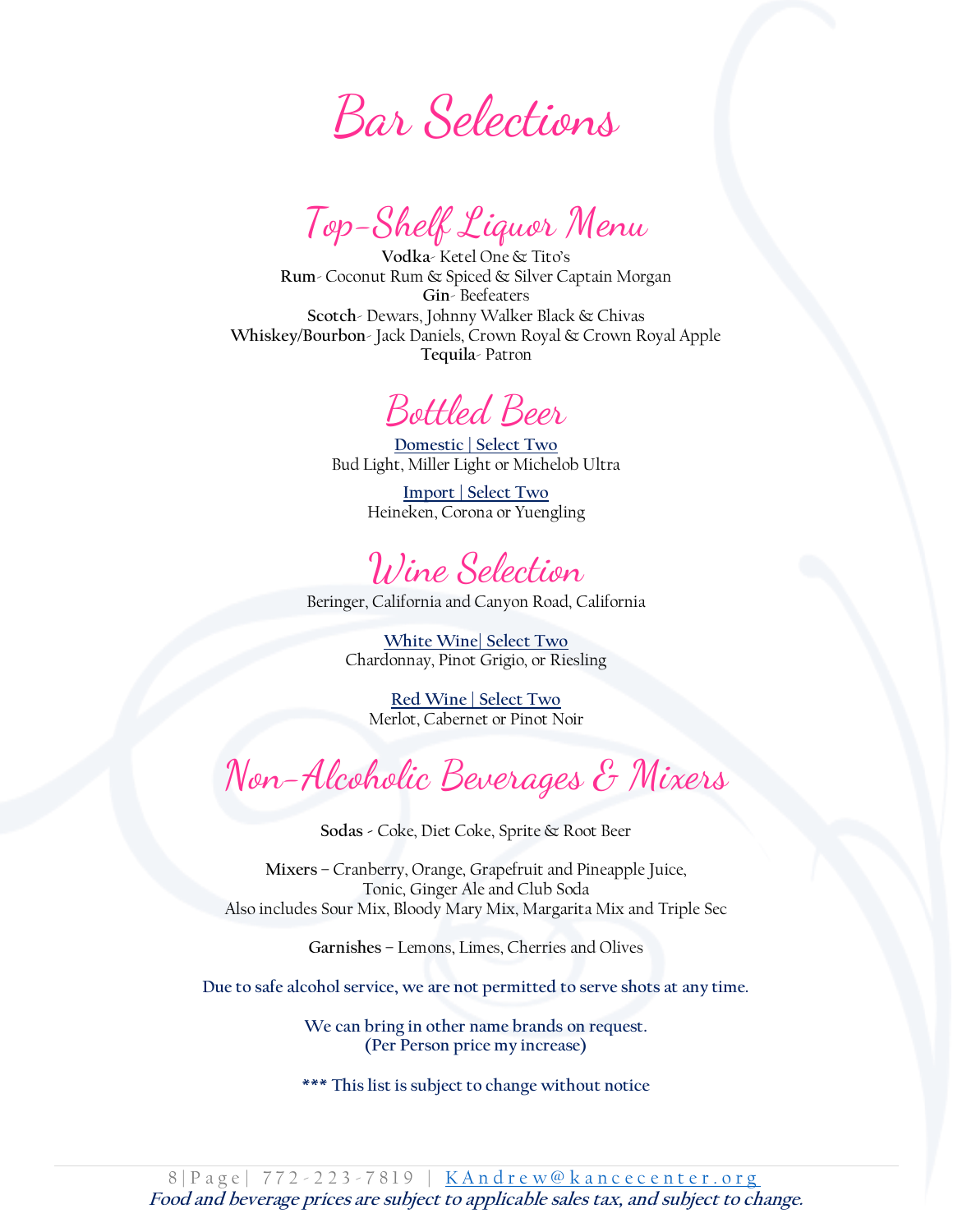# Bar Selections

## Top-Shelf Liquor Menu

**Vodka**- Ketel One & Tito's
**Rum**- Coconut Rum & Spiced & Silver Captain Morgan
**Gin**- Beefeaters
**Scotch**- Dewars, Johnny Walker Black & Chivas
**Whiskey/Bourbon**- Jack Daniels, Crown Royal & Crown Royal Apple
**Tequila**- Patron

## Bottled Beer

**Domestic | Select Two**
Bud Light, Miller Light or Michelob Ultra

**Import | Select Two**
Heineken, Corona or Yuengling

## Wine Selection

Beringer, California and Canyon Road, California

**White Wine| Select Two**
Chardonnay, Pinot Grigio, or Riesling

**Red Wine | Select Two**
Merlot, Cabernet or Pinot Noir

## Non-Alcoholic Beverages & Mixers

**Sodas** - Coke, Diet Coke, Sprite & Root Beer

**Mixers** – Cranberry, Orange, Grapefruit and Pineapple Juice,
Tonic, Ginger Ale and Club Soda
Also includes Sour Mix, Bloody Mary Mix, Margarita Mix and Triple Sec

**Garnishes** – Lemons, Limes, Cherries and Olives

Due to safe alcohol service, we are not permitted to serve shots at any time.

We can bring in other name brands on request.
**(Per Person price my increase)**

*** This list is subject to change without notice

772-223-7819 | KAndrew@kancecenter.org
***Food and beverage prices are subject to applicable sales tax, and subject to change.***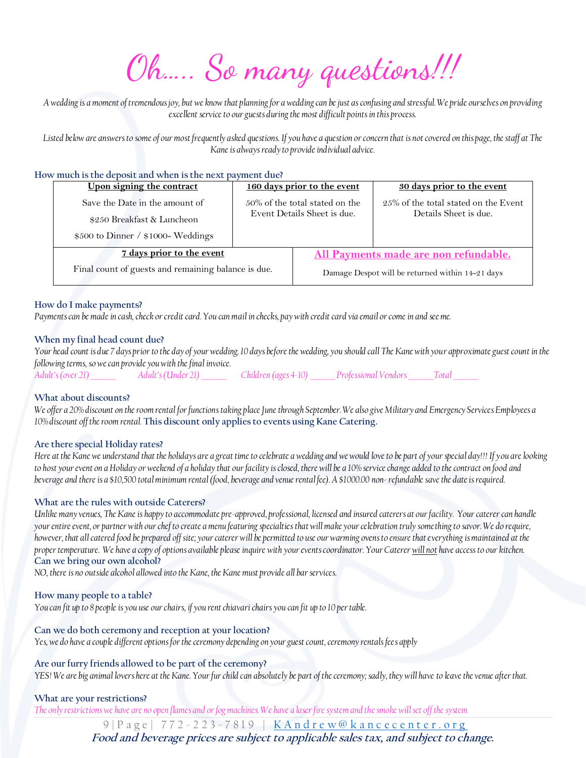# Oh..... So many questions!!!

*A wedding is a moment of tremendous joy, but we know that planning for a wedding can be just as confusing and stressful. We pride ourselves on providing excellent service to our guests during the most difficult points in this process.*

*Listed below are answers to some of our most frequently asked questions. If you have a question or concern that is not covered on this page, the staff at The Kane is always ready to provide individual advice.*

### How much is the deposit and when is the next payment due?

| Upon signing the contract | 160 days prior to the event | 30 days prior to the event |
|---|---|---|
| Save the Date in the amount of $250 Breakfast & Luncheon $500 to Dinner / $1000- Weddings | 50% of the total stated on the Event Details Sheet is due. | 25% of the total stated on the Event Details Sheet is due. |

| 7 days prior to the event | All Payments made are non refundable. |
|---|---|
| Final count of guests and remaining balance is due. | Damage Despot will be returned within 14-21 days |

### How do I make payments?

*Payments can be made in cash, check or credit card. You can mail in checks, pay with credit card via email or come in and see me.*

### When my final head count due?

*Your head count is due 7 days prior to the day of your wedding. 10 days before the wedding, you should call The Kane with your approximate guest count in the following terms, so we can provide you with the final invoice.*

*Adult's (over 21) _____ Adult's (Under 21) _____ Children (ages 4-10) _____ Professional Vendors _____ Total _____*

### What about discounts?

*We offer a 20% discount on the room rental for functions taking place June through September. We also give Military and Emergency Services Employees a 10% discount off the room rental.* This discount only applies to events using Kane Catering.

### Are there special Holiday rates?

*Here at the Kane we understand that the holidays are a great time to celebrate a wedding and we would love to be part of your special day!!! If you are looking to host your event on a Holiday or weekend of a holiday that our facility is closed, there will be a 10% service change added to the contract on food and beverage and there is a $10,500 total minimum rental (food, beverage and venue rental fee). A $1000.00 non- refundable save the date is required.*

### What are the rules with outside Caterers?

*Unlike many venues, The Kane is happy to accommodate pre-approved, professional, licensed and insured caterers at our facility. Your caterer can handle your entire event, or partner with our chef to create a menu featuring specialties that will make your celebration truly something to savor. We do require, however, that all catered food be prepared off site; your caterer will be permitted to use our warming ovens to ensure that everything is maintained at the proper temperature. We have a copy of options available please inquire with your events coordinator. Your Caterer will not have access to our kitchen.*

### Can we bring our own alcohol?

*NO, there is no outside alcohol allowed into the Kane, the Kane must provide all bar services.*

### How many people to a table?

*You can fit up to 8 people is you use our chairs, if you rent chiavari chairs you can fit up to 10 per table.*

### Can we do both ceremony and reception at your location?

*Yes, we do have a couple different options for the ceremony depending on your guest count, ceremony rentals fees apply*

### Are our furry friends allowed to be part of the ceremony?

*YES! We are big animal lovers here at the Kane. Your fur child can absolutely be part of the ceremony; sadly, they will have to leave the venue after that.*

### What are your restrictions?

*The only restrictions we have are no open flames and or fog machines. We have a laser fire system and the smoke will set off the system*

772-223-7819 | KAndrew@kancecenter.org

***Food and beverage prices are subject to applicable sales tax, and subject to change.***